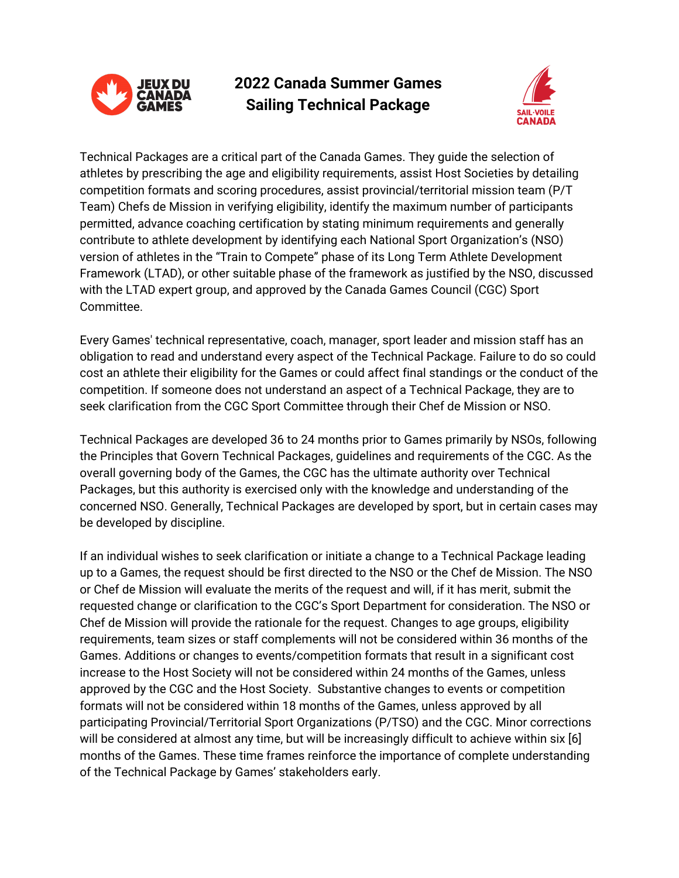# 2022 Canada Summer Games
# Sailing Technical Package

Technical Packages are a critical part of the Canada Games. They guide the selection of athletes by prescribing the age and eligibility requirements, assist Host Societies by detailing competition formats and scoring procedures, assist provincial/territorial mission team (P/T Team) Chefs de Mission in verifying eligibility, identify the maximum number of participants permitted, advance coaching certification by stating minimum requirements and generally contribute to athlete development by identifying each National Sport Organization's (NSO) version of athletes in the "Train to Compete" phase of its Long Term Athlete Development Framework (LTAD), or other suitable phase of the framework as justified by the NSO, discussed with the LTAD expert group, and approved by the Canada Games Council (CGC) Sport Committee.

Every Games' technical representative, coach, manager, sport leader and mission staff has an obligation to read and understand every aspect of the Technical Package. Failure to do so could cost an athlete their eligibility for the Games or could affect final standings or the conduct of the competition. If someone does not understand an aspect of a Technical Package, they are to seek clarification from the CGC Sport Committee through their Chef de Mission or NSO.

Technical Packages are developed 36 to 24 months prior to Games primarily by NSOs, following the Principles that Govern Technical Packages, guidelines and requirements of the CGC. As the overall governing body of the Games, the CGC has the ultimate authority over Technical Packages, but this authority is exercised only with the knowledge and understanding of the concerned NSO. Generally, Technical Packages are developed by sport, but in certain cases may be developed by discipline.

If an individual wishes to seek clarification or initiate a change to a Technical Package leading up to a Games, the request should be first directed to the NSO or the Chef de Mission. The NSO or Chef de Mission will evaluate the merits of the request and will, if it has merit, submit the requested change or clarification to the CGC's Sport Department for consideration. The NSO or Chef de Mission will provide the rationale for the request. Changes to age groups, eligibility requirements, team sizes or staff complements will not be considered within 36 months of the Games. Additions or changes to events/competition formats that result in a significant cost increase to the Host Society will not be considered within 24 months of the Games, unless approved by the CGC and the Host Society. Substantive changes to events or competition formats will not be considered within 18 months of the Games, unless approved by all participating Provincial/Territorial Sport Organizations (P/TSO) and the CGC. Minor corrections will be considered at almost any time, but will be increasingly difficult to achieve within six [6] months of the Games. These time frames reinforce the importance of complete understanding of the Technical Package by Games' stakeholders early.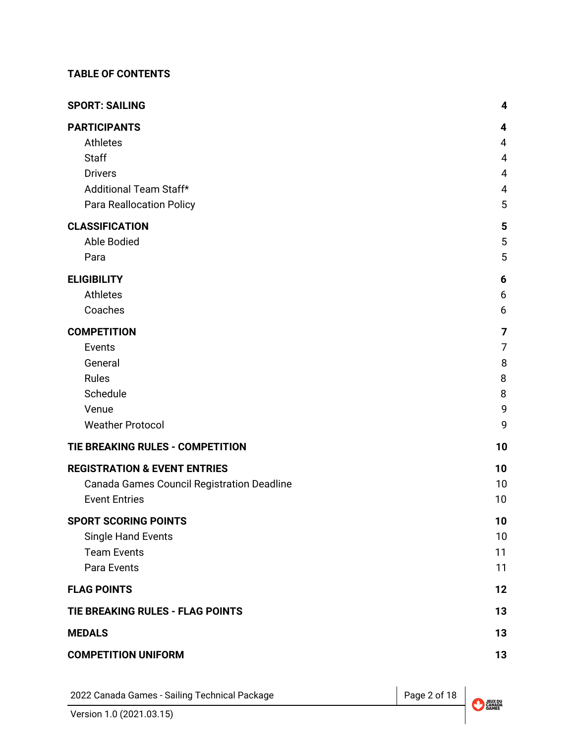## TABLE OF CONTENTS

| | |
|---|---|
| **SPORT: SAILING** | **4** |
| **PARTICIPANTS** | **4** |
| Athletes | 4 |
| Staff | 4 |
| Drivers | 4 |
| Additional Team Staff* | 4 |
| Para Reallocation Policy | 5 |
| **CLASSIFICATION** | **5** |
| Able Bodied | 5 |
| Para | 5 |
| **ELIGIBILITY** | **6** |
| Athletes | 6 |
| Coaches | 6 |
| **COMPETITION** | **7** |
| Events | 7 |
| General | 8 |
| Rules | 8 |
| Schedule | 8 |
| Venue | 9 |
| Weather Protocol | 9 |
| **TIE BREAKING RULES - COMPETITION** | **10** |
| **REGISTRATION & EVENT ENTRIES** | **10** |
| Canada Games Council Registration Deadline | 10 |
| Event Entries | 10 |
| **SPORT SCORING POINTS** | **10** |
| Single Hand Events | 10 |
| Team Events | 11 |
| Para Events | 11 |
| **FLAG POINTS** | **12** |
| **TIE BREAKING RULES - FLAG POINTS** | **13** |
| **MEDALS** | **13** |
| **COMPETITION UNIFORM** | **13** |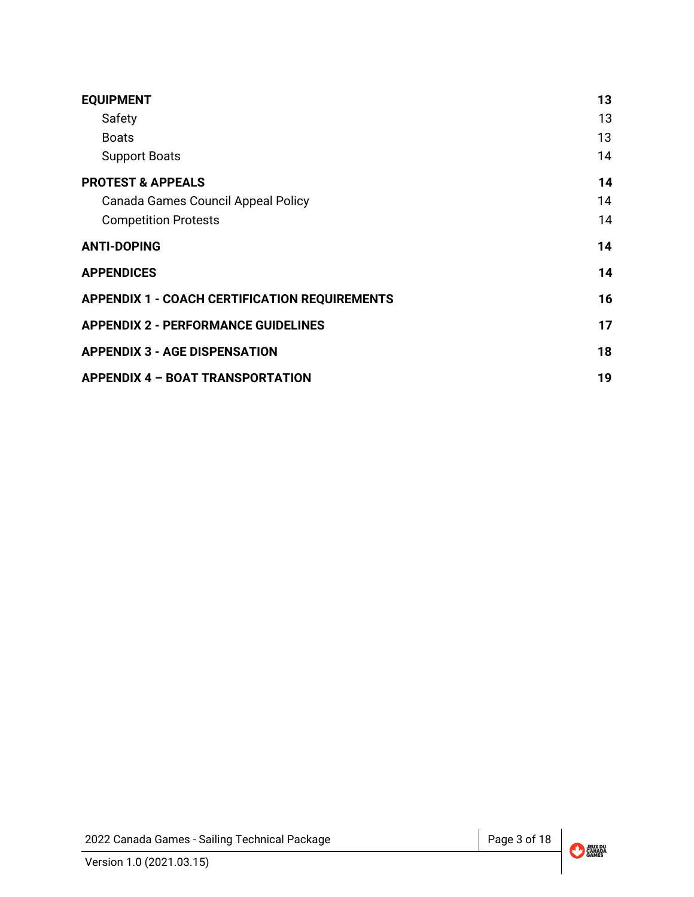| | |
|---|---|
| **EQUIPMENT** | **13** |
| Safety | 13 |
| Boats | 13 |
| Support Boats | 14 |
| **PROTEST & APPEALS** | **14** |
| Canada Games Council Appeal Policy | 14 |
| Competition Protests | 14 |
| **ANTI-DOPING** | **14** |
| **APPENDICES** | **14** |
| **APPENDIX 1 - COACH CERTIFICATION REQUIREMENTS** | **16** |
| **APPENDIX 2 - PERFORMANCE GUIDELINES** | **17** |
| **APPENDIX 3 - AGE DISPENSATION** | **18** |
| **APPENDIX 4 – BOAT TRANSPORTATION** | **19** |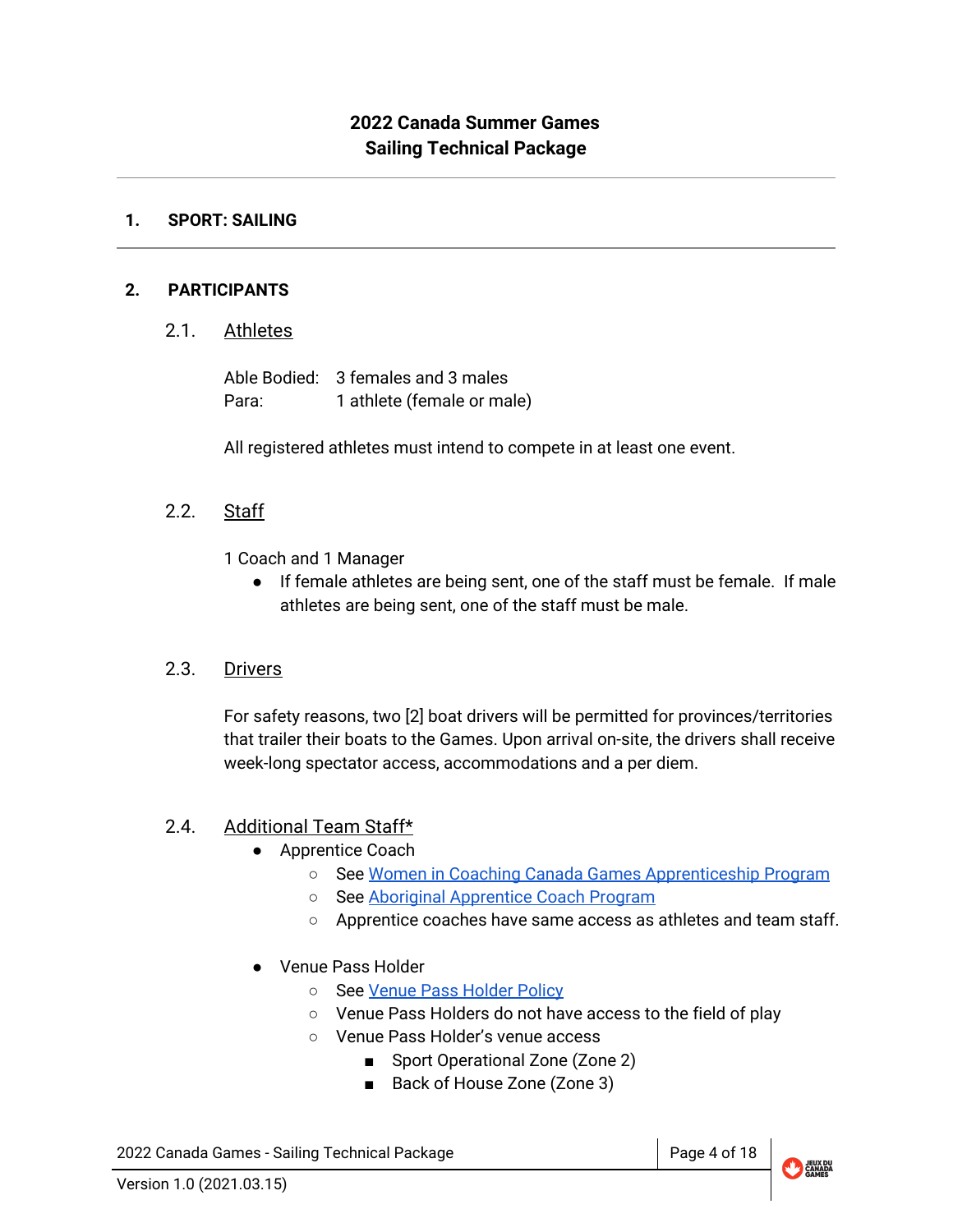## 1. SPORT: SAILING

## 2. PARTICIPANTS

### 2.1. Athletes

Able Bodied: 3 females and 3 males
Para: 1 athlete (female or male)

All registered athletes must intend to compete in at least one event.

### 2.2. Staff

1 Coach and 1 Manager

- If female athletes are being sent, one of the staff must be female. If male athletes are being sent, one of the staff must be male.

### 2.3. Drivers

For safety reasons, two [2] boat drivers will be permitted for provinces/territories that trailer their boats to the Games. Upon arrival on-site, the drivers shall receive week-long spectator access, accommodations and a per diem.

### 2.4. Additional Team Staff*

- Apprentice Coach
  - See Women in Coaching Canada Games Apprenticeship Program
  - See Aboriginal Apprentice Coach Program
  - Apprentice coaches have same access as athletes and team staff.
- Venue Pass Holder
  - See Venue Pass Holder Policy
  - Venue Pass Holders do not have access to the field of play
  - Venue Pass Holder's venue access
    - Sport Operational Zone (Zone 2)
    - Back of House Zone (Zone 3)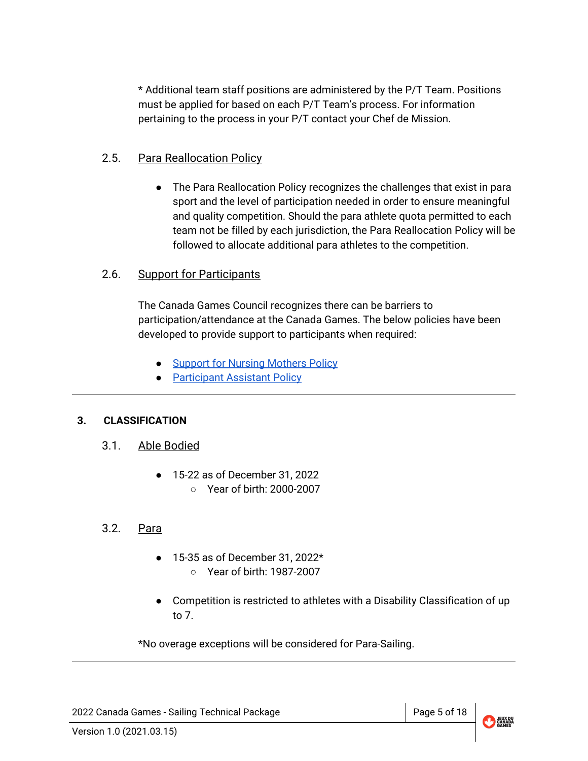* Additional team staff positions are administered by the P/T Team. Positions must be applied for based on each P/T Team's process. For information pertaining to the process in your P/T contact your Chef de Mission.

### 2.5. Para Reallocation Policy

- The Para Reallocation Policy recognizes the challenges that exist in para sport and the level of participation needed in order to ensure meaningful and quality competition. Should the para athlete quota permitted to each team not be filled by each jurisdiction, the Para Reallocation Policy will be followed to allocate additional para athletes to the competition.

### 2.6. Support for Participants

The Canada Games Council recognizes there can be barriers to participation/attendance at the Canada Games. The below policies have been developed to provide support to participants when required:

- Support for Nursing Mothers Policy
- Participant Assistant Policy

---

## 3. CLASSIFICATION

### 3.1. Able Bodied

- 15-22 as of December 31, 2022
  - Year of birth: 2000-2007

### 3.2. Para

- 15-35 as of December 31, 2022*
  - Year of birth: 1987-2007

- Competition is restricted to athletes with a Disability Classification of up to 7.

*No overage exceptions will be considered for Para-Sailing.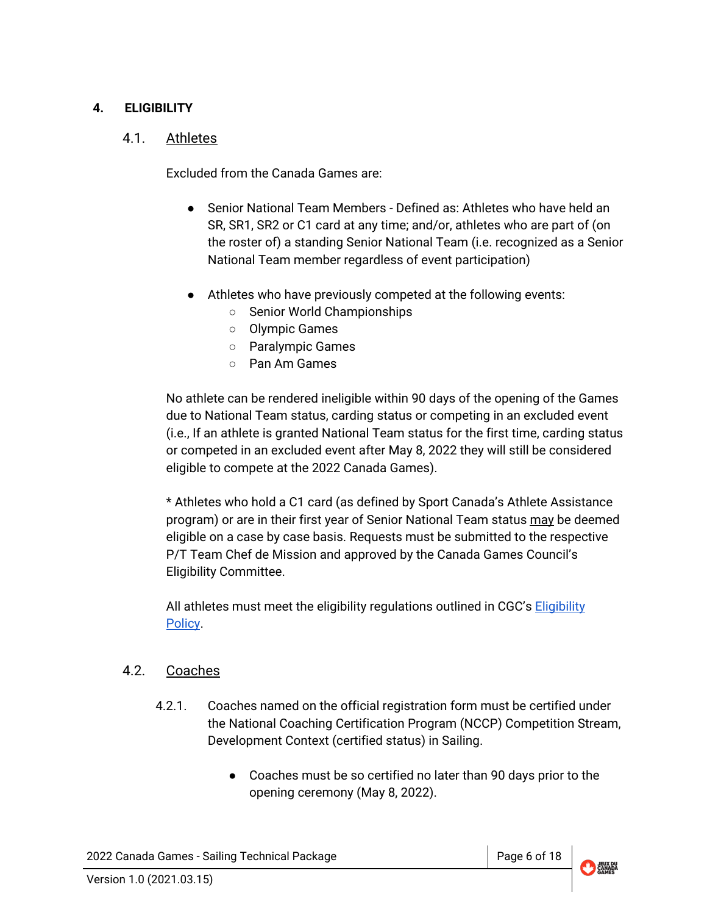## 4. ELIGIBILITY

### 4.1. Athletes

Excluded from the Canada Games are:

- Senior National Team Members - Defined as: Athletes who have held an SR, SR1, SR2 or C1 card at any time; and/or, athletes who are part of (on the roster of) a standing Senior National Team (i.e. recognized as a Senior National Team member regardless of event participation)

- Athletes who have previously competed at the following events:
  - Senior World Championships
  - Olympic Games
  - Paralympic Games
  - Pan Am Games

No athlete can be rendered ineligible within 90 days of the opening of the Games due to National Team status, carding status or competing in an excluded event (i.e., If an athlete is granted National Team status for the first time, carding status or competed in an excluded event after May 8, 2022 they will still be considered eligible to compete at the 2022 Canada Games).

* Athletes who hold a C1 card (as defined by Sport Canada's Athlete Assistance program) or are in their first year of Senior National Team status <u>may</u> be deemed eligible on a case by case basis. Requests must be submitted to the respective P/T Team Chef de Mission and approved by the Canada Games Council's Eligibility Committee.

All athletes must meet the eligibility regulations outlined in CGC's [Eligibility Policy](#).

### 4.2. Coaches

4.2.1. Coaches named on the official registration form must be certified under the National Coaching Certification Program (NCCP) Competition Stream, Development Context (certified status) in Sailing.

- Coaches must be so certified no later than 90 days prior to the opening ceremony (May 8, 2022).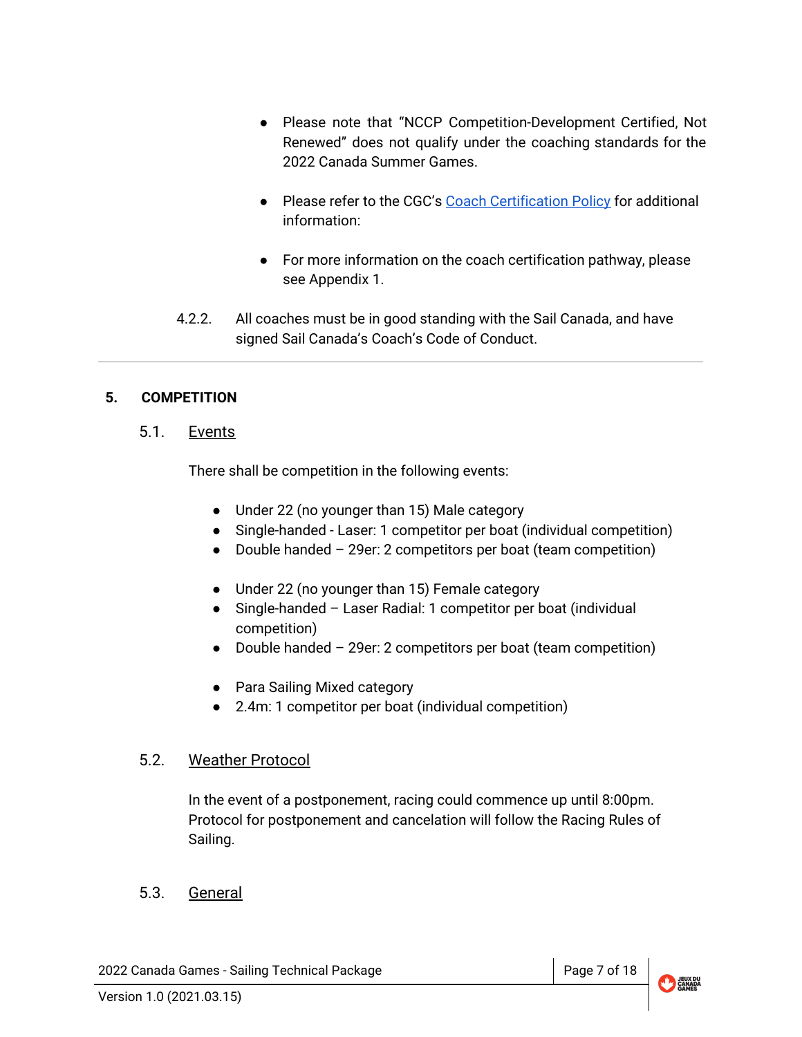- Please note that "NCCP Competition-Development Certified, Not Renewed" does not qualify under the coaching standards for the 2022 Canada Summer Games.
- Please refer to the CGC's [Coach Certification Policy]() for additional information:
- For more information on the coach certification pathway, please see Appendix 1.

4.2.2. All coaches must be in good standing with the Sail Canada, and have signed Sail Canada's Coach's Code of Conduct.

---

## 5. COMPETITION

### 5.1. Events

There shall be competition in the following events:

- Under 22 (no younger than 15) Male category
- Single-handed - Laser: 1 competitor per boat (individual competition)
- Double handed – 29er: 2 competitors per boat (team competition)

- Under 22 (no younger than 15) Female category
- Single-handed – Laser Radial: 1 competitor per boat (individual competition)
- Double handed – 29er: 2 competitors per boat (team competition)

- Para Sailing Mixed category
- 2.4m: 1 competitor per boat (individual competition)

### 5.2. Weather Protocol

In the event of a postponement, racing could commence up until 8:00pm. Protocol for postponement and cancelation will follow the Racing Rules of Sailing.

### 5.3. General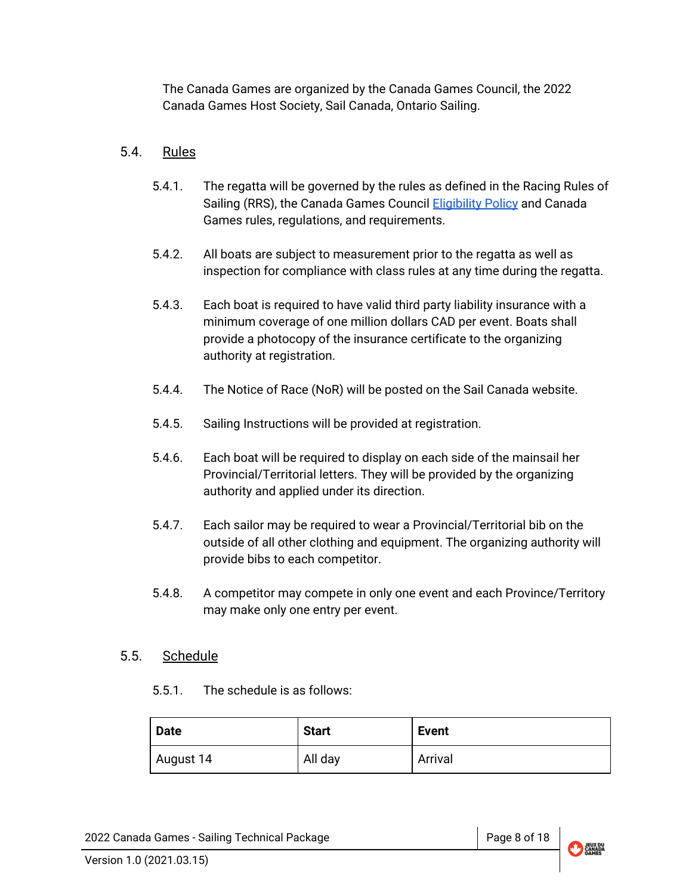The Canada Games are organized by the Canada Games Council, the 2022 Canada Games Host Society, Sail Canada, Ontario Sailing.

## 5.4. Rules

5.4.1. The regatta will be governed by the rules as defined in the Racing Rules of Sailing (RRS), the Canada Games Council Eligibility Policy and Canada Games rules, regulations, and requirements.

5.4.2. All boats are subject to measurement prior to the regatta as well as inspection for compliance with class rules at any time during the regatta.

5.4.3. Each boat is required to have valid third party liability insurance with a minimum coverage of one million dollars CAD per event. Boats shall provide a photocopy of the insurance certificate to the organizing authority at registration.

5.4.4. The Notice of Race (NoR) will be posted on the Sail Canada website.

5.4.5. Sailing Instructions will be provided at registration.

5.4.6. Each boat will be required to display on each side of the mainsail her Provincial/Territorial letters. They will be provided by the organizing authority and applied under its direction.

5.4.7. Each sailor may be required to wear a Provincial/Territorial bib on the outside of all other clothing and equipment. The organizing authority will provide bibs to each competitor.

5.4.8. A competitor may compete in only one event and each Province/Territory may make only one entry per event.

## 5.5. Schedule

5.5.1. The schedule is as follows:

| Date | Start | Event |
|---|---|---|
| August 14 | All day | Arrival |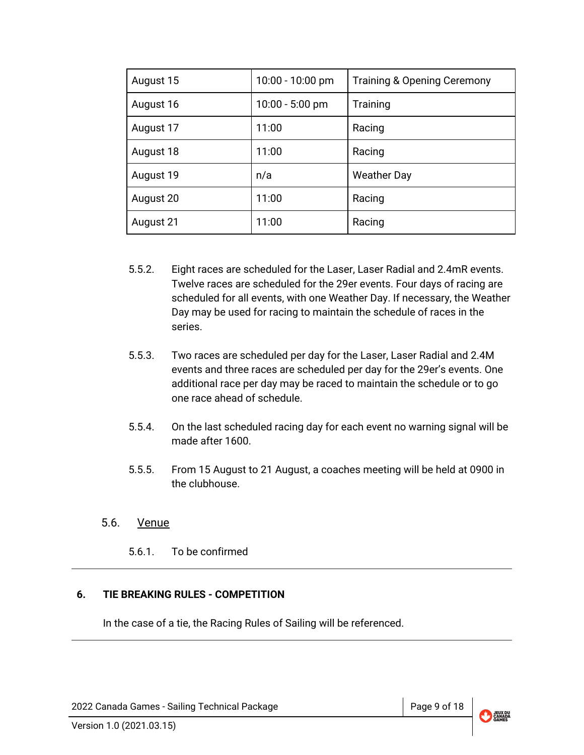| August 15 | 10:00 - 10:00 pm | Training & Opening Ceremony |
|---|---|---|
| August 16 | 10:00 - 5:00 pm | Training |
| August 17 | 11:00 | Racing |
| August 18 | 11:00 | Racing |
| August 19 | n/a | Weather Day |
| August 20 | 11:00 | Racing |
| August 21 | 11:00 | Racing |

5.5.2. Eight races are scheduled for the Laser, Laser Radial and 2.4mR events. Twelve races are scheduled for the 29er events. Four days of racing are scheduled for all events, with one Weather Day. If necessary, the Weather Day may be used for racing to maintain the schedule of races in the series.

5.5.3. Two races are scheduled per day for the Laser, Laser Radial and 2.4M events and three races are scheduled per day for the 29er's events. One additional race per day may be raced to maintain the schedule or to go one race ahead of schedule.

5.5.4. On the last scheduled racing day for each event no warning signal will be made after 1600.

5.5.5. From 15 August to 21 August, a coaches meeting will be held at 0900 in the clubhouse.

### 5.6. Venue

5.6.1. To be confirmed

## 6. TIE BREAKING RULES - COMPETITION

In the case of a tie, the Racing Rules of Sailing will be referenced.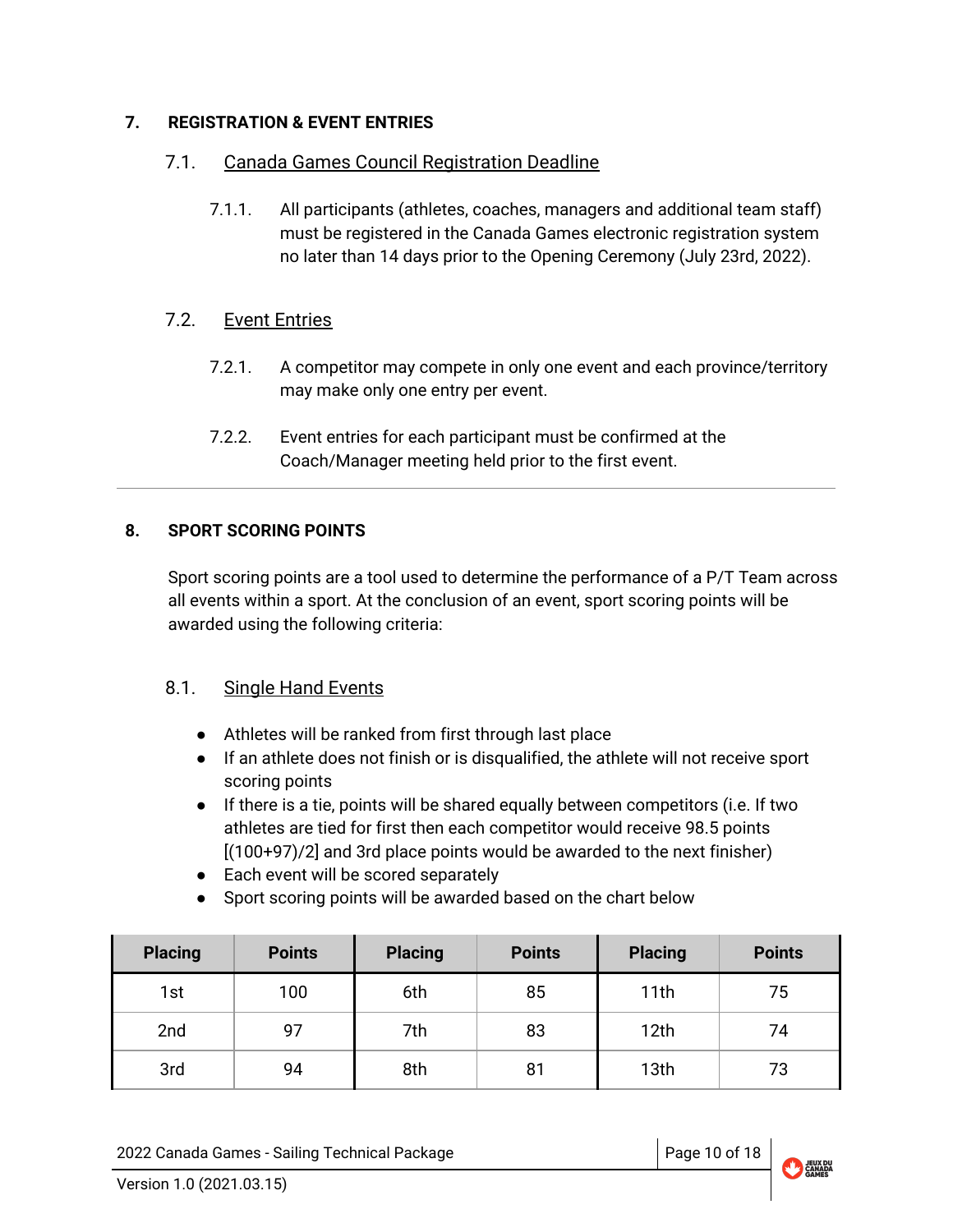## 7. REGISTRATION & EVENT ENTRIES

### 7.1. Canada Games Council Registration Deadline

7.1.1. All participants (athletes, coaches, managers and additional team staff) must be registered in the Canada Games electronic registration system no later than 14 days prior to the Opening Ceremony (July 23rd, 2022).

### 7.2. Event Entries

7.2.1. A competitor may compete in only one event and each province/territory may make only one entry per event.

7.2.2. Event entries for each participant must be confirmed at the Coach/Manager meeting held prior to the first event.

---

## 8. SPORT SCORING POINTS

Sport scoring points are a tool used to determine the performance of a P/T Team across all events within a sport. At the conclusion of an event, sport scoring points will be awarded using the following criteria:

### 8.1. Single Hand Events

- Athletes will be ranked from first through last place
- If an athlete does not finish or is disqualified, the athlete will not receive sport scoring points
- If there is a tie, points will be shared equally between competitors (i.e. If two athletes are tied for first then each competitor would receive 98.5 points [(100+97)/2] and 3rd place points would be awarded to the next finisher)
- Each event will be scored separately
- Sport scoring points will be awarded based on the chart below

| Placing | Points | Placing | Points | Placing | Points |
|---|---|---|---|---|---|
| 1st | 100 | 6th | 85 | 11th | 75 |
| 2nd | 97 | 7th | 83 | 12th | 74 |
| 3rd | 94 | 8th | 81 | 13th | 73 |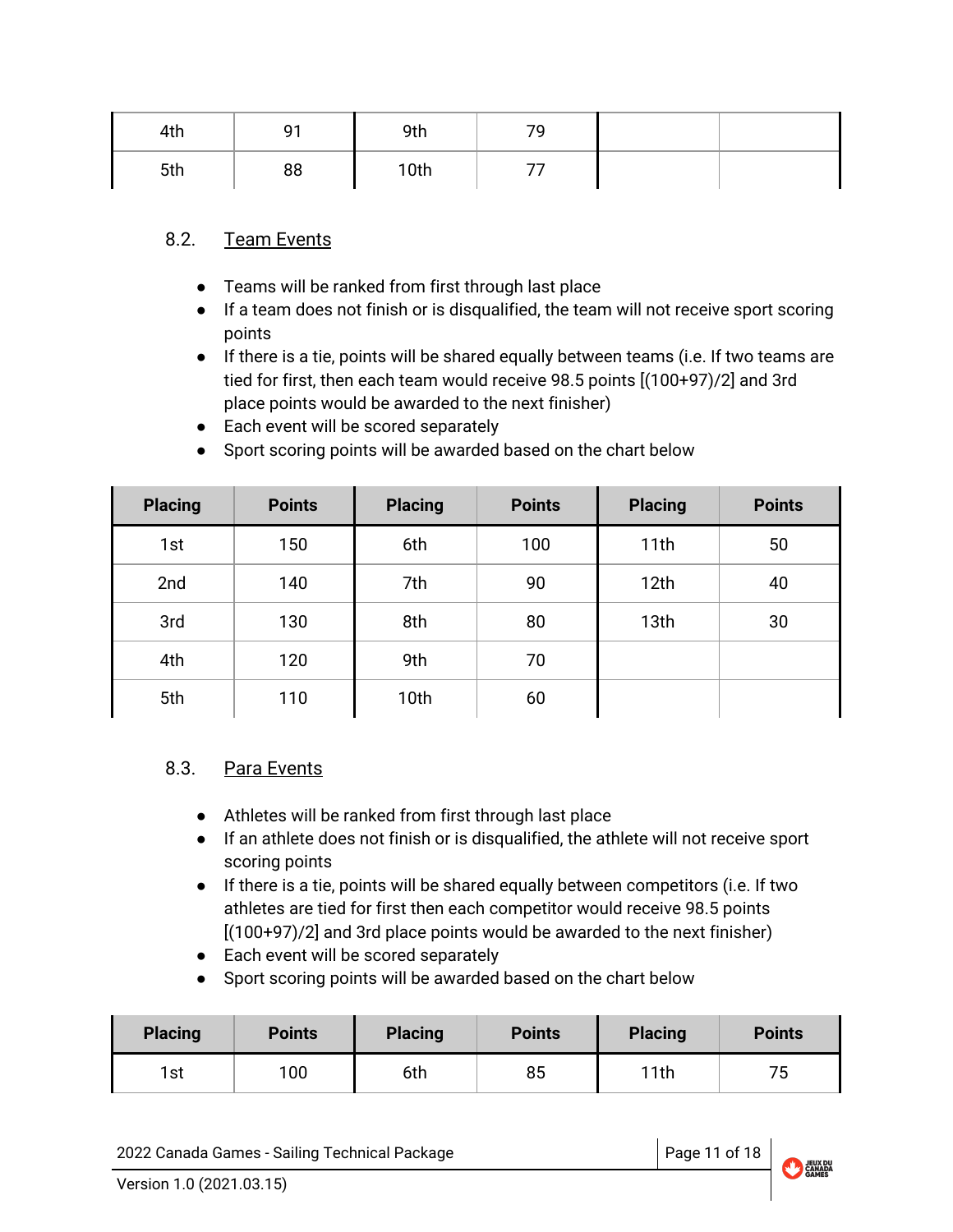| 4th | 91 | 9th | 79 | | |
|---|---|---|---|---|---|
| 5th | 88 | 10th | 77 | | |

### 8.2. Team Events

- Teams will be ranked from first through last place
- If a team does not finish or is disqualified, the team will not receive sport scoring points
- If there is a tie, points will be shared equally between teams (i.e. If two teams are tied for first, then each team would receive 98.5 points [(100+97)/2] and 3rd place points would be awarded to the next finisher)
- Each event will be scored separately
- Sport scoring points will be awarded based on the chart below

| Placing | Points | Placing | Points | Placing | Points |
|---|---|---|---|---|---|
| 1st | 150 | 6th | 100 | 11th | 50 |
| 2nd | 140 | 7th | 90 | 12th | 40 |
| 3rd | 130 | 8th | 80 | 13th | 30 |
| 4th | 120 | 9th | 70 | | |
| 5th | 110 | 10th | 60 | | |

### 8.3. Para Events

- Athletes will be ranked from first through last place
- If an athlete does not finish or is disqualified, the athlete will not receive sport scoring points
- If there is a tie, points will be shared equally between competitors (i.e. If two athletes are tied for first then each competitor would receive 98.5 points [(100+97)/2] and 3rd place points would be awarded to the next finisher)
- Each event will be scored separately
- Sport scoring points will be awarded based on the chart below

| Placing | Points | Placing | Points | Placing | Points |
|---|---|---|---|---|---|
| 1st | 100 | 6th | 85 | 11th | 75 |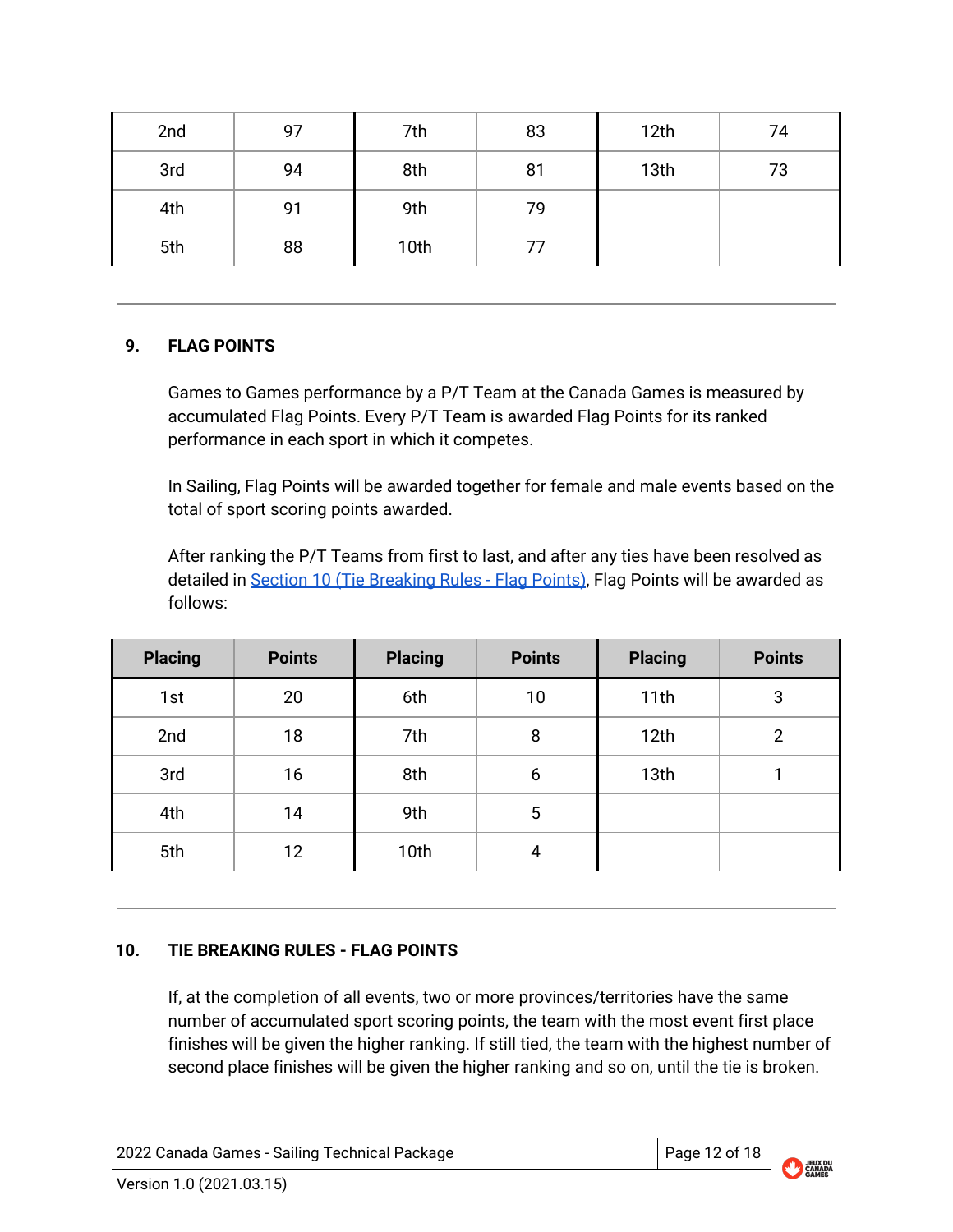| 2nd | 97 | 7th | 83 | 12th | 74 |
|---|---|---|---|---|---|
| 3rd | 94 | 8th | 81 | 13th | 73 |
| 4th | 91 | 9th | 79 | | |
| 5th | 88 | 10th | 77 | | |

## 9. FLAG POINTS

Games to Games performance by a P/T Team at the Canada Games is measured by accumulated Flag Points. Every P/T Team is awarded Flag Points for its ranked performance in each sport in which it competes.

In Sailing, Flag Points will be awarded together for female and male events based on the total of sport scoring points awarded.

After ranking the P/T Teams from first to last, and after any ties have been resolved as detailed in Section 10 (Tie Breaking Rules - Flag Points), Flag Points will be awarded as follows:

| Placing | Points | Placing | Points | Placing | Points |
|---|---|---|---|---|---|
| 1st | 20 | 6th | 10 | 11th | 3 |
| 2nd | 18 | 7th | 8 | 12th | 2 |
| 3rd | 16 | 8th | 6 | 13th | 1 |
| 4th | 14 | 9th | 5 | | |
| 5th | 12 | 10th | 4 | | |

## 10. TIE BREAKING RULES - FLAG POINTS

If, at the completion of all events, two or more provinces/territories have the same number of accumulated sport scoring points, the team with the most event first place finishes will be given the higher ranking. If still tied, the team with the highest number of second place finishes will be given the higher ranking and so on, until the tie is broken.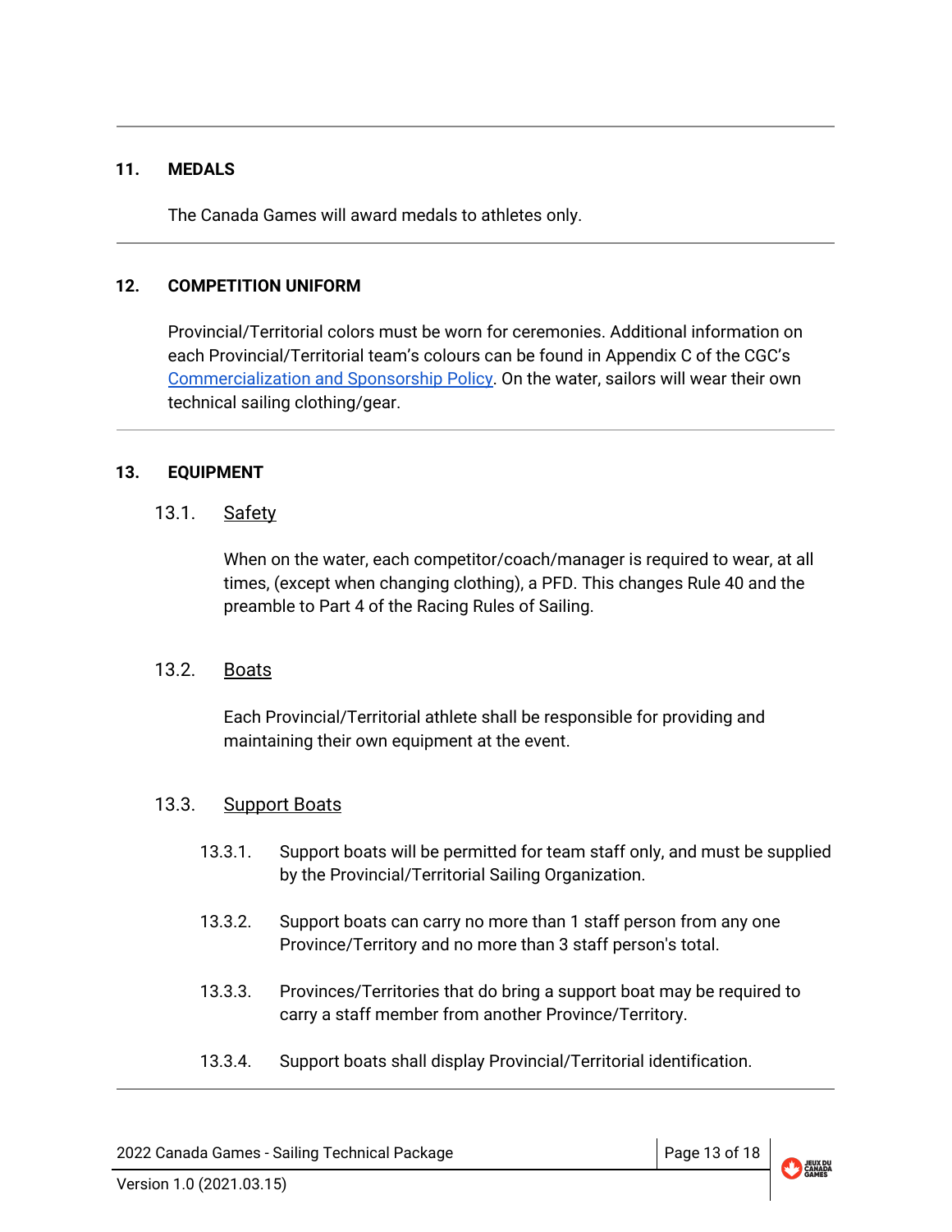## 11. MEDALS

The Canada Games will award medals to athletes only.

## 12. COMPETITION UNIFORM

Provincial/Territorial colors must be worn for ceremonies. Additional information on each Provincial/Territorial team's colours can be found in Appendix C of the CGC's Commercialization and Sponsorship Policy. On the water, sailors will wear their own technical sailing clothing/gear.

## 13. EQUIPMENT

### 13.1. Safety

When on the water, each competitor/coach/manager is required to wear, at all times, (except when changing clothing), a PFD. This changes Rule 40 and the preamble to Part 4 of the Racing Rules of Sailing.

### 13.2. Boats

Each Provincial/Territorial athlete shall be responsible for providing and maintaining their own equipment at the event.

### 13.3. Support Boats

13.3.1. Support boats will be permitted for team staff only, and must be supplied by the Provincial/Territorial Sailing Organization.

13.3.2. Support boats can carry no more than 1 staff person from any one Province/Territory and no more than 3 staff person's total.

13.3.3. Provinces/Territories that do bring a support boat may be required to carry a staff member from another Province/Territory.

13.3.4. Support boats shall display Provincial/Territorial identification.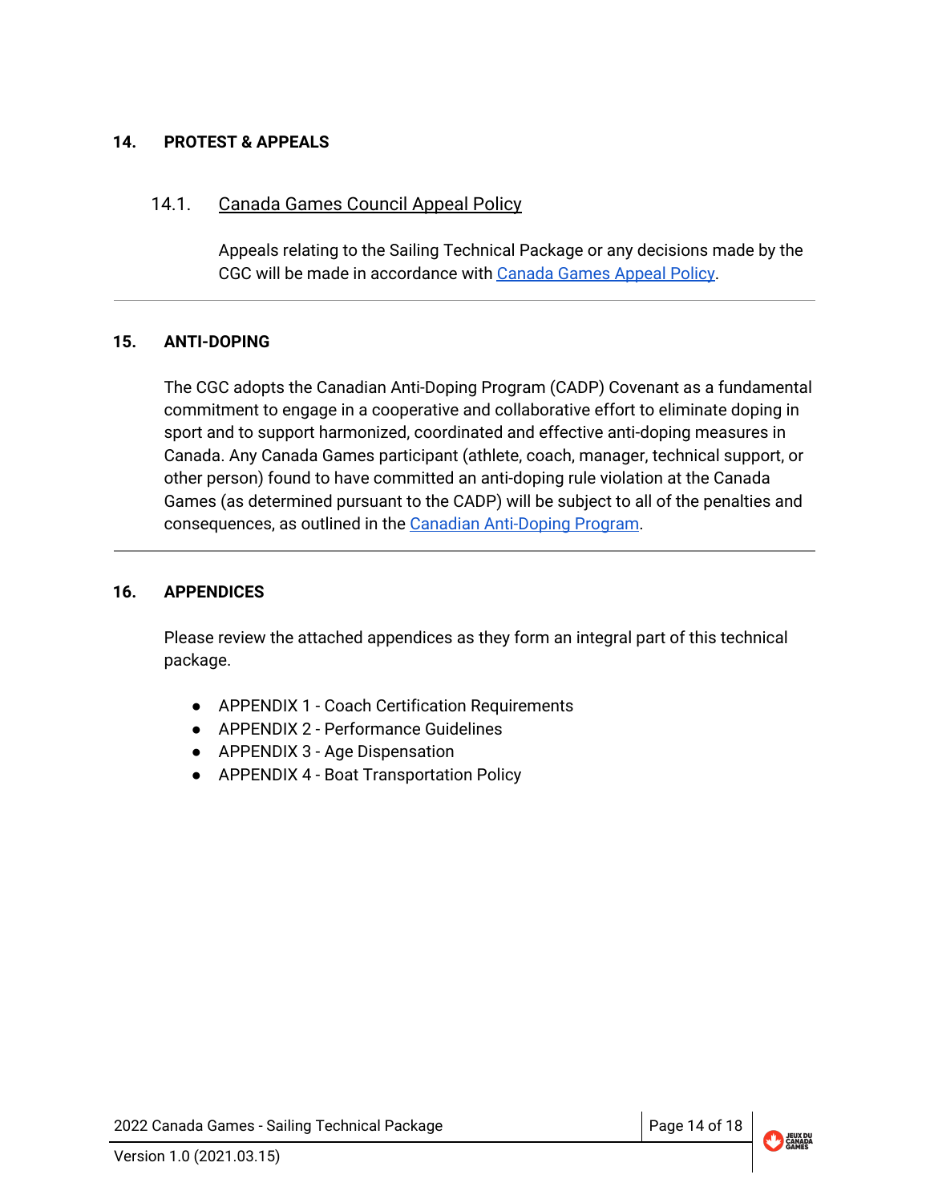## 14. PROTEST & APPEALS

### 14.1. Canada Games Council Appeal Policy

Appeals relating to the Sailing Technical Package or any decisions made by the CGC will be made in accordance with Canada Games Appeal Policy.

---

## 15. ANTI-DOPING

The CGC adopts the Canadian Anti-Doping Program (CADP) Covenant as a fundamental commitment to engage in a cooperative and collaborative effort to eliminate doping in sport and to support harmonized, coordinated and effective anti-doping measures in Canada. Any Canada Games participant (athlete, coach, manager, technical support, or other person) found to have committed an anti-doping rule violation at the Canada Games (as determined pursuant to the CADP) will be subject to all of the penalties and consequences, as outlined in the Canadian Anti-Doping Program.

---

## 16. APPENDICES

Please review the attached appendices as they form an integral part of this technical package.

- APPENDIX 1 - Coach Certification Requirements
- APPENDIX 2 - Performance Guidelines
- APPENDIX 3 - Age Dispensation
- APPENDIX 4 - Boat Transportation Policy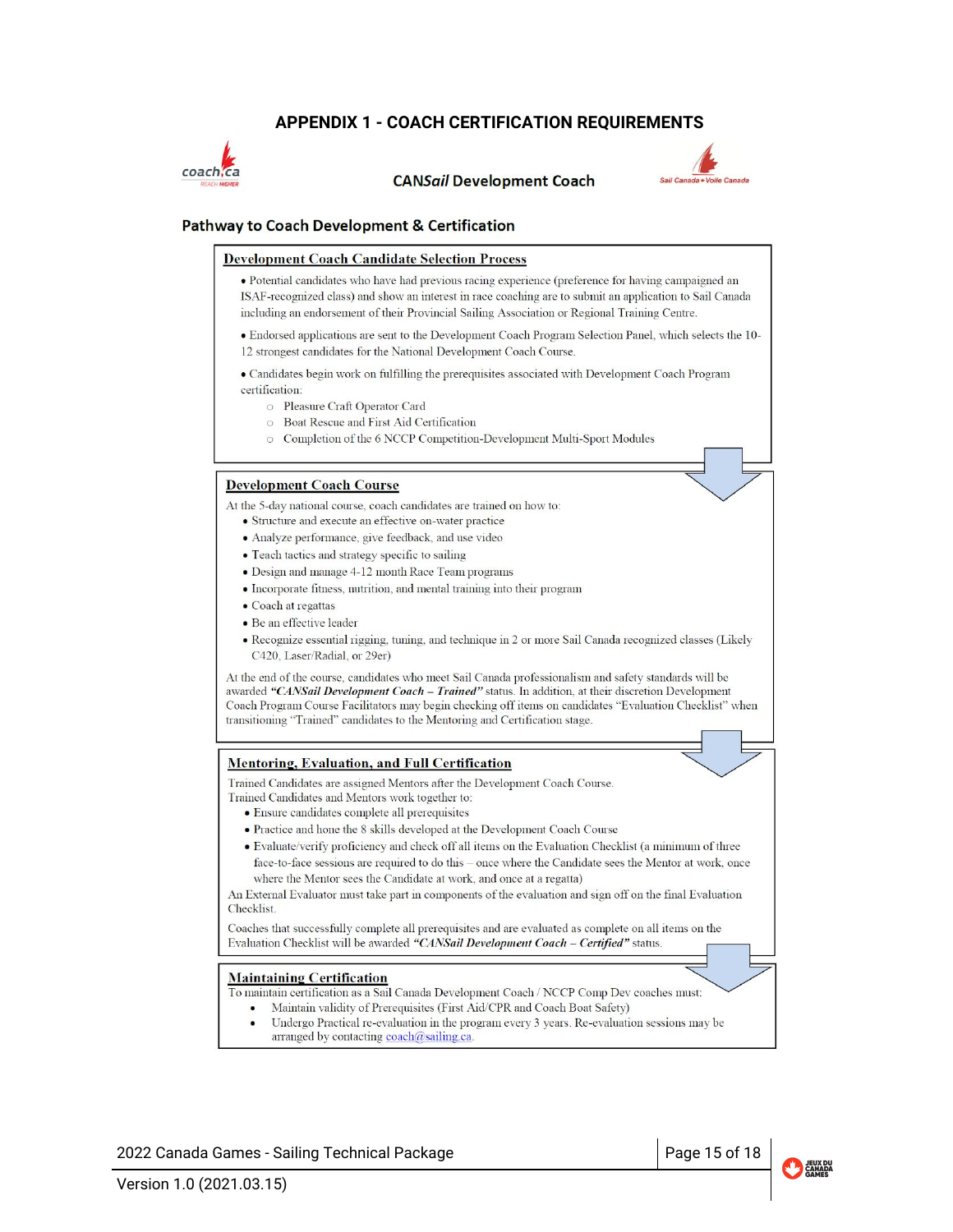# APPENDIX 1 - COACH CERTIFICATION REQUIREMENTS

## CANSail Development Coach

### Pathway to Coach Development & Certification

**Development Coach Candidate Selection Process**

- Potential candidates who have had previous racing experience (preference for having campaigned an ISAF-recognized class) and show an interest in race coaching are to submit an application to Sail Canada including an endorsement of their Provincial Sailing Association or Regional Training Centre.
- Endorsed applications are sent to the Development Coach Program Selection Panel, which selects the 10-12 strongest candidates for the National Development Coach Course.
- Candidates begin work on fulfilling the prerequisites associated with Development Coach Program certification:
  - Pleasure Craft Operator Card
  - Boat Rescue and First Aid Certification
  - Completion of the 6 NCCP Competition-Development Multi-Sport Modules

**Development Coach Course**

At the 5-day national course, coach candidates are trained on how to:

- Structure and execute an effective on-water practice
- Analyze performance, give feedback, and use video
- Teach tactics and strategy specific to sailing
- Design and manage 4-12 month Race Team programs
- Incorporate fitness, nutrition, and mental training into their program
- Coach at regattas
- Be an effective leader
- Recognize essential rigging, tuning, and technique in 2 or more Sail Canada recognized classes (Likely C420, Laser/Radial, or 29er)

At the end of the course, candidates who meet Sail Canada professionalism and safety standards will be awarded ***"CANSail Development Coach – Trained"*** status. In addition, at their discretion Development Coach Program Course Facilitators may begin checking off items on candidates "Evaluation Checklist" when transitioning "Trained" candidates to the Mentoring and Certification stage.

**Mentoring, Evaluation, and Full Certification**

Trained Candidates are assigned Mentors after the Development Coach Course.
Trained Candidates and Mentors work together to:

- Ensure candidates complete all prerequisites
- Practice and hone the 8 skills developed at the Development Coach Course
- Evaluate/verify proficiency and check off all items on the Evaluation Checklist (a minimum of three face-to-face sessions are required to do this – once where the Candidate sees the Mentor at work, once where the Mentor sees the Candidate at work, and once at a regatta)

An External Evaluator must take part in components of the evaluation and sign off on the final Evaluation Checklist.

Coaches that successfully complete all prerequisites and are evaluated as complete on all items on the Evaluation Checklist will be awarded ***"CANSail Development Coach – Certified"*** status.

**Maintaining Certification**

To maintain certification as a Sail Canada Development Coach / NCCP Comp Dev coaches must:

- Maintain validity of Prerequisites (First Aid/CPR and Coach Boat Safety)
- Undergo Practical re-evaluation in the program every 3 years. Re-evaluation sessions may be arranged by contacting coach@sailing.ca.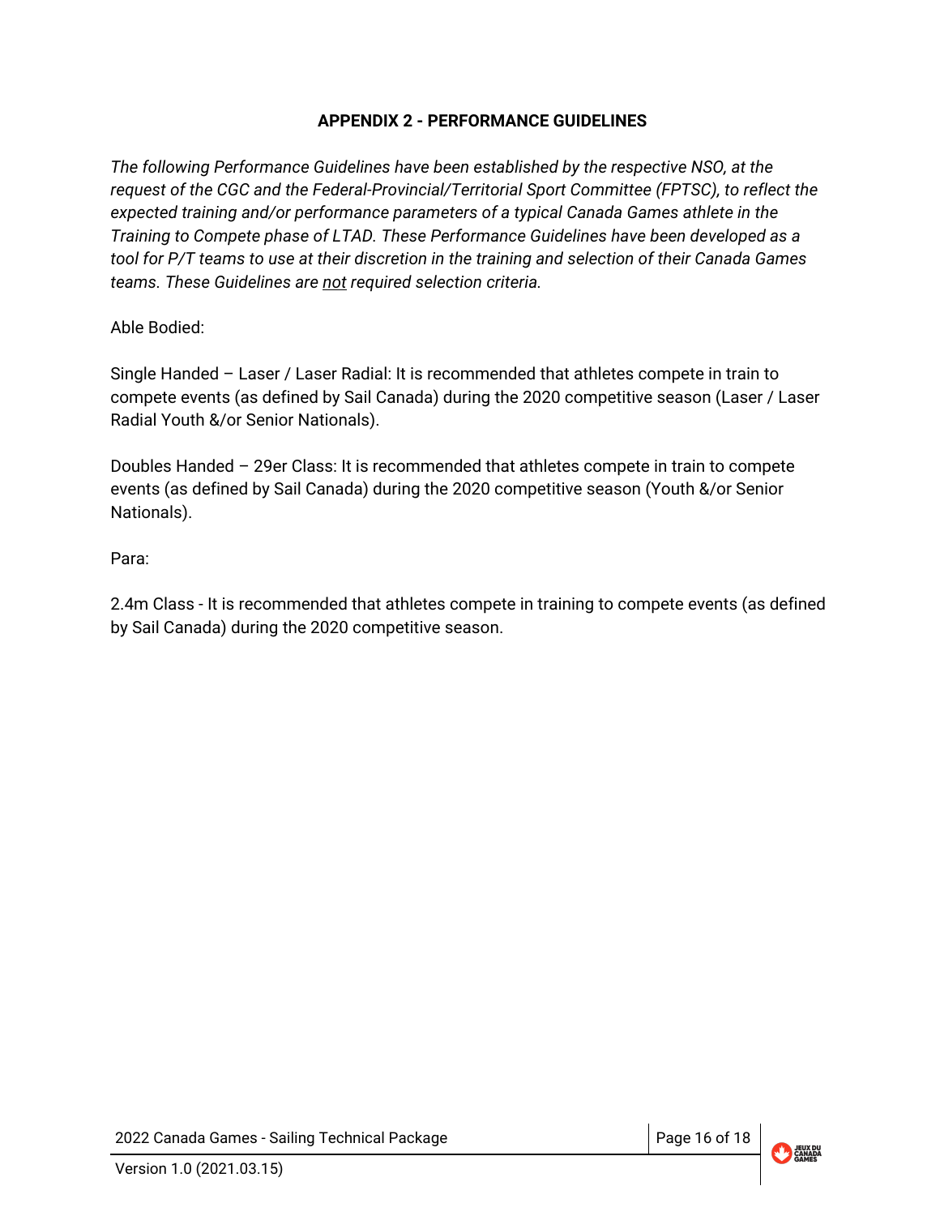## APPENDIX 2 - PERFORMANCE GUIDELINES

*The following Performance Guidelines have been established by the respective NSO, at the request of the CGC and the Federal-Provincial/Territorial Sport Committee (FPTSC), to reflect the expected training and/or performance parameters of a typical Canada Games athlete in the Training to Compete phase of LTAD. These Performance Guidelines have been developed as a tool for P/T teams to use at their discretion in the training and selection of their Canada Games teams. These Guidelines are* <u>*not*</u> *required selection criteria.*

Able Bodied:

Single Handed – Laser / Laser Radial: It is recommended that athletes compete in train to compete events (as defined by Sail Canada) during the 2020 competitive season (Laser / Laser Radial Youth &/or Senior Nationals).

Doubles Handed – 29er Class: It is recommended that athletes compete in train to compete events (as defined by Sail Canada) during the 2020 competitive season (Youth &/or Senior Nationals).

Para:

2.4m Class - It is recommended that athletes compete in training to compete events (as defined by Sail Canada) during the 2020 competitive season.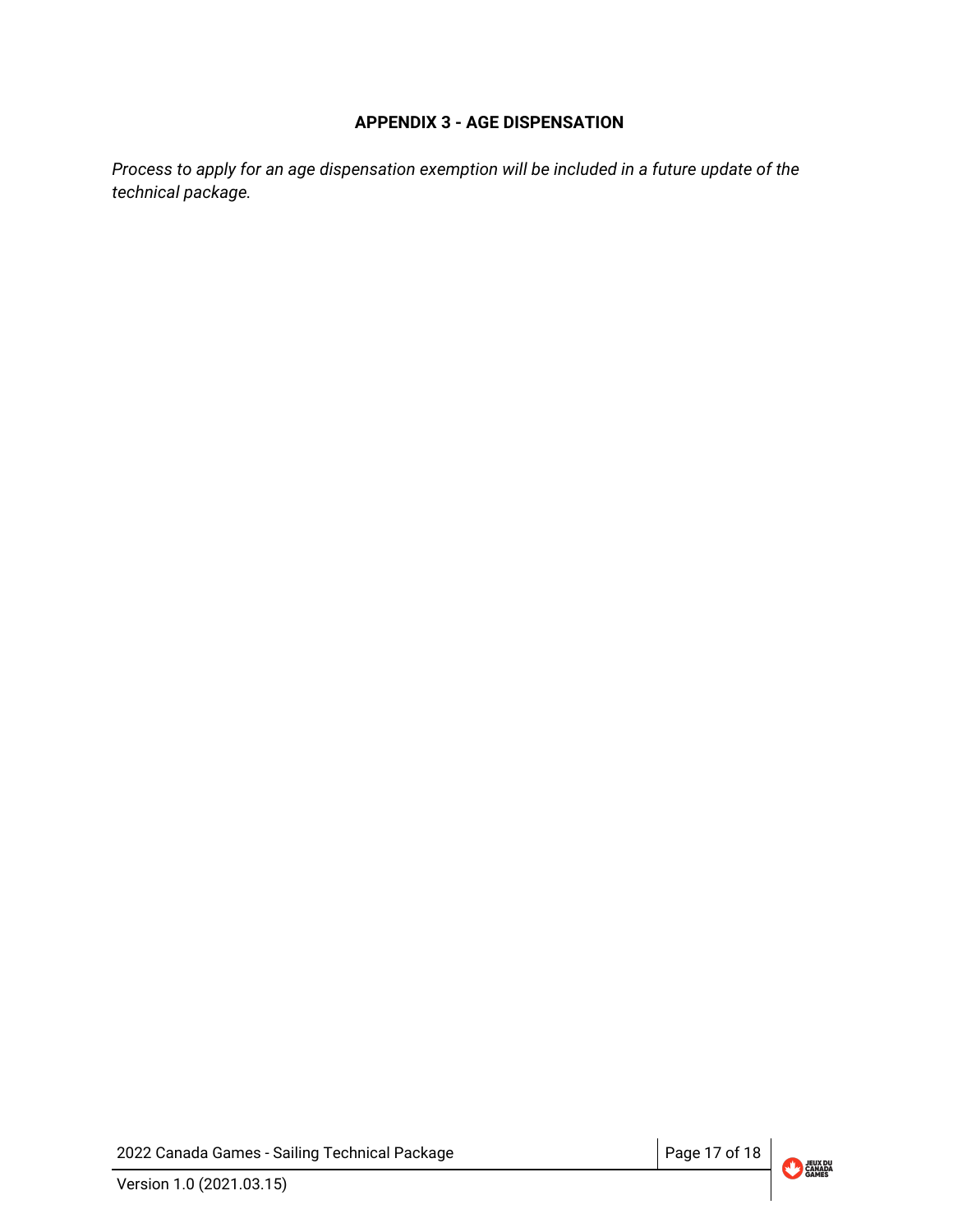## APPENDIX 3 - AGE DISPENSATION

*Process to apply for an age dispensation exemption will be included in a future update of the technical package.*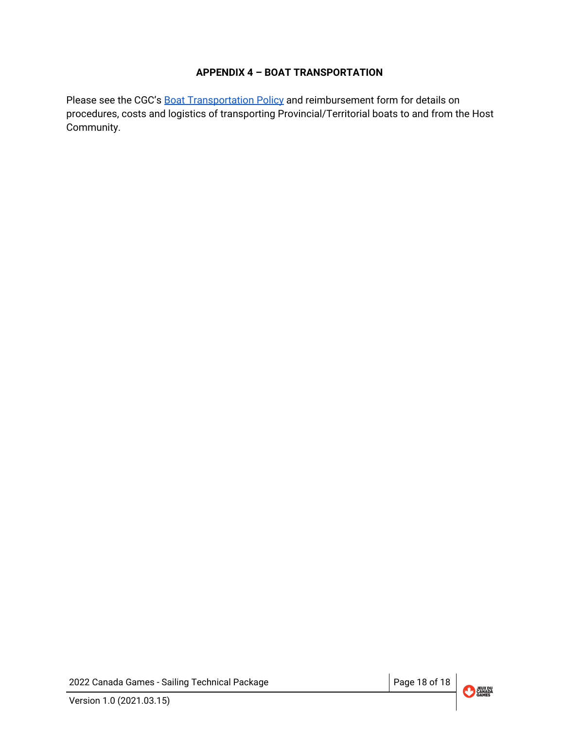## APPENDIX 4 – BOAT TRANSPORTATION

Please see the CGC's Boat Transportation Policy and reimbursement form for details on procedures, costs and logistics of transporting Provincial/Territorial boats to and from the Host Community.